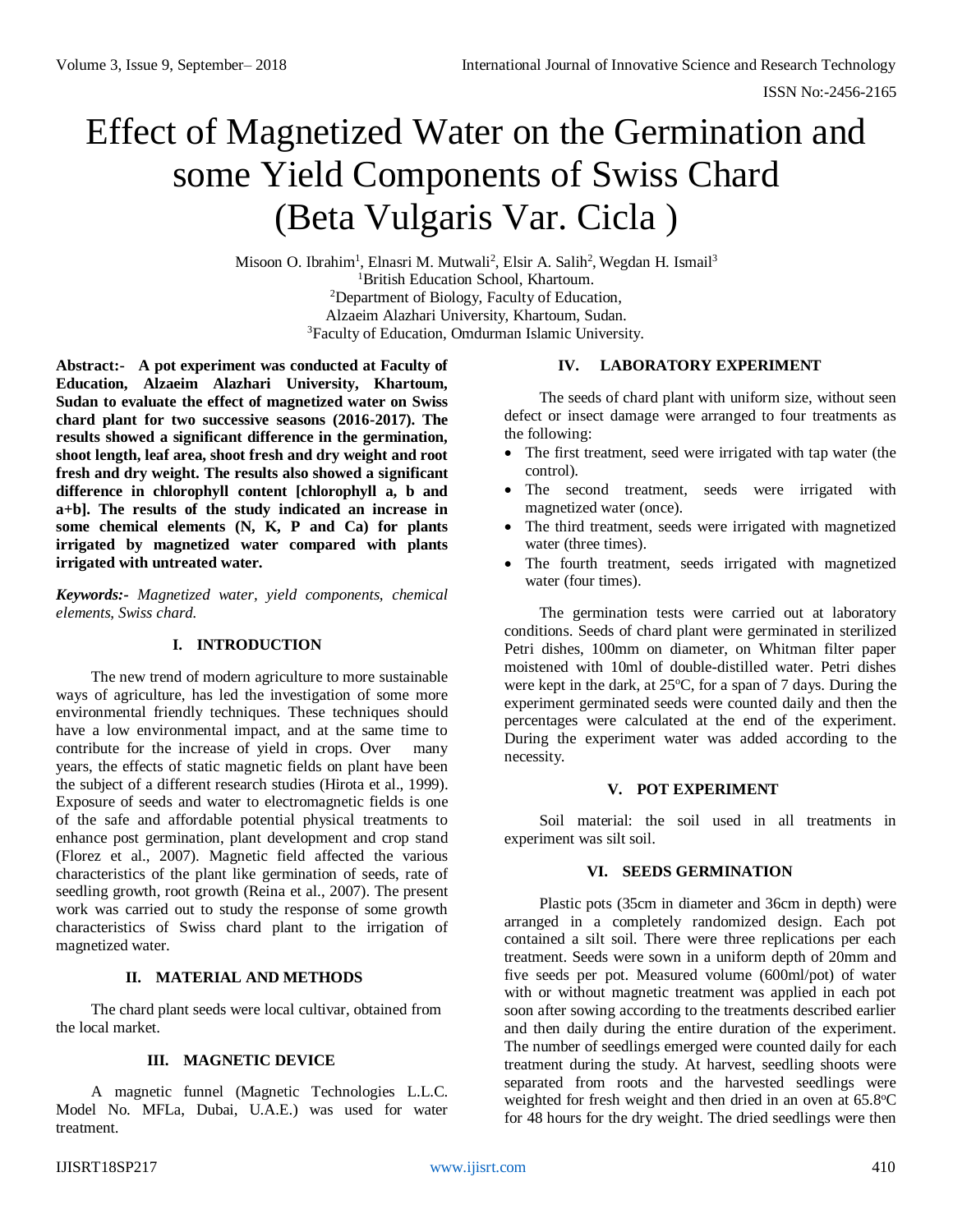# Effect of Magnetized Water on the Germination and some Yield Components of Swiss Chard (Beta Vulgaris Var. Cicla )

Misoon O. Ibrahim[1], Elnasri M. Mutwali[2], Elsir A. Salih[2], Wegdan H. Ismail[3]

[1]British Education School, Khartoum.
[2]Department of Biology, Faculty of Education, Alzaeim Alazhari University, Khartoum, Sudan.
[3]Faculty of Education, Omdurman Islamic University.

**Abstract:- A pot experiment was conducted at Faculty of Education, Alzaeim Alazhari University, Khartoum, Sudan to evaluate the effect of magnetized water on Swiss chard plant for two successive seasons (2016-2017). The results showed a significant difference in the germination, shoot length, leaf area, shoot fresh and dry weight and root fresh and dry weight. The results also showed a significant difference in chlorophyll content [chlorophyll a, b and a+b]. The results of the study indicated an increase in some chemical elements (N, K, P and Ca) for plants irrigated by magnetized water compared with plants irrigated with untreated water.**

***Keywords:-** Magnetized water, yield components, chemical elements, Swiss chard.*

## I. INTRODUCTION

The new trend of modern agriculture to more sustainable ways of agriculture, has led the investigation of some more environmental friendly techniques. These techniques should have a low environmental impact, and at the same time to contribute for the increase of yield in crops. Over many years, the effects of static magnetic fields on plant have been the subject of a different research studies (Hirota et al., 1999). Exposure of seeds and water to electromagnetic fields is one of the safe and affordable potential physical treatments to enhance post germination, plant development and crop stand (Florez et al., 2007). Magnetic field affected the various characteristics of the plant like germination of seeds, rate of seedling growth, root growth (Reina et al., 2007). The present work was carried out to study the response of some growth characteristics of Swiss chard plant to the irrigation of magnetized water.

## II. MATERIAL AND METHODS

The chard plant seeds were local cultivar, obtained from the local market.

## III. MAGNETIC DEVICE

A magnetic funnel (Magnetic Technologies L.L.C. Model No. MFLa, Dubai, U.A.E.) was used for water treatment.

## IV. LABORATORY EXPERIMENT

The seeds of chard plant with uniform size, without seen defect or insect damage were arranged to four treatments as the following:

- The first treatment, seed were irrigated with tap water (the control).
- The second treatment, seeds were irrigated with magnetized water (once).
- The third treatment, seeds were irrigated with magnetized water (three times).
- The fourth treatment, seeds irrigated with magnetized water (four times).

The germination tests were carried out at laboratory conditions. Seeds of chard plant were germinated in sterilized Petri dishes, 100mm on diameter, on Whitman filter paper moistened with 10ml of double-distilled water. Petri dishes were kept in the dark, at 25$^{o}$C, for a span of 7 days. During the experiment germinated seeds were counted daily and then the percentages were calculated at the end of the experiment. During the experiment water was added according to the necessity.

## V. POT EXPERIMENT

Soil material: the soil used in all treatments in experiment was silt soil.

## VI. SEEDS GERMINATION

Plastic pots (35cm in diameter and 36cm in depth) were arranged in a completely randomized design. Each pot contained a silt soil. There were three replications per each treatment. Seeds were sown in a uniform depth of 20mm and five seeds per pot. Measured volume (600ml/pot) of water with or without magnetic treatment was applied in each pot soon after sowing according to the treatments described earlier and then daily during the entire duration of the experiment. The number of seedlings emerged were counted daily for each treatment during the study. At harvest, seedling shoots were separated from roots and the harvested seedlings were weighted for fresh weight and then dried in an oven at 65.8$^{o}$C for 48 hours for the dry weight. The dried seedlings were then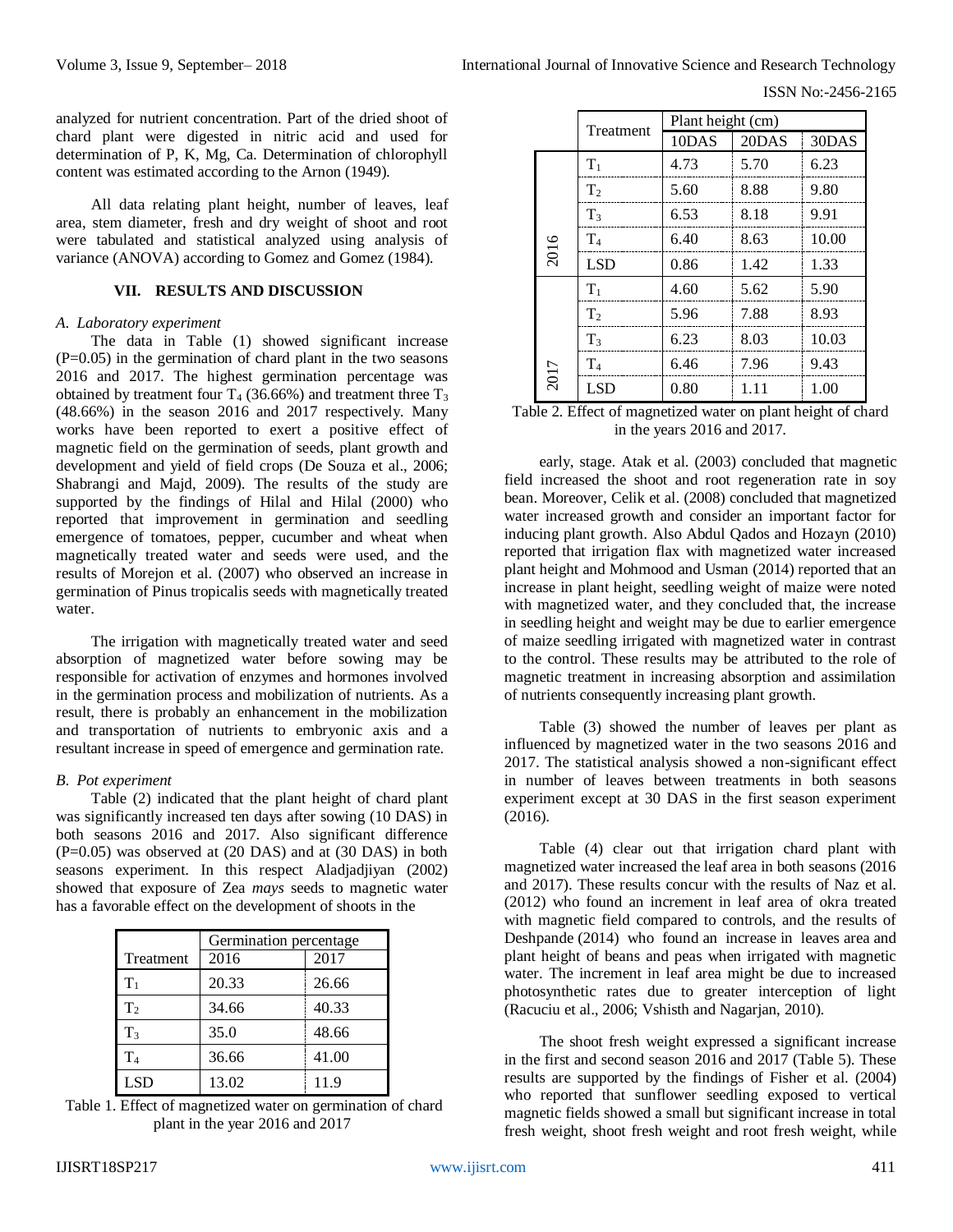analyzed for nutrient concentration. Part of the dried shoot of chard plant were digested in nitric acid and used for determination of P, K, Mg, Ca. Determination of chlorophyll content was estimated according to the Arnon (1949).

All data relating plant height, number of leaves, leaf area, stem diameter, fresh and dry weight of shoot and root were tabulated and statistical analyzed using analysis of variance (ANOVA) according to Gomez and Gomez (1984).

## VII. RESULTS AND DISCUSSION

### *A. Laboratory experiment*

The data in Table (1) showed significant increase (P=0.05) in the germination of chard plant in the two seasons 2016 and 2017. The highest germination percentage was obtained by treatment four $T_4$ (36.66%) and treatment three $T_3$ (48.66%) in the season 2016 and 2017 respectively. Many works have been reported to exert a positive effect of magnetic field on the germination of seeds, plant growth and development and yield of field crops (De Souza et al., 2006; Shabrangi and Majd, 2009). The results of the study are supported by the findings of Hilal and Hilal (2000) who reported that improvement in germination and seedling emergence of tomatoes, pepper, cucumber and wheat when magnetically treated water and seeds were used, and the results of Morejon et al. (2007) who observed an increase in germination of Pinus tropicalis seeds with magnetically treated water.

The irrigation with magnetically treated water and seed absorption of magnetized water before sowing may be responsible for activation of enzymes and hormones involved in the germination process and mobilization of nutrients. As a result, there is probably an enhancement in the mobilization and transportation of nutrients to embryonic axis and a resultant increase in speed of emergence and germination rate.

### *B. Pot experiment*

Table (2) indicated that the plant height of chard plant was significantly increased ten days after sowing (10 DAS) in both seasons 2016 and 2017. Also significant difference (P=0.05) was observed at (20 DAS) and at (30 DAS) in both seasons experiment. In this respect Aladjadjiyan (2002) showed that exposure of Zea *mays* seeds to magnetic water has a favorable effect on the development of shoots in the early, stage. Atak et al. (2003) concluded that magnetic field increased the shoot and root regeneration rate in soy bean. Moreover, Celik et al. (2008) concluded that magnetized water increased growth and consider an important factor for inducing plant growth. Also Abdul Qados and Hozayn (2010) reported that irrigation flax with magnetized water increased plant height and Mohmood and Usman (2014) reported that an increase in plant height, seedling weight of maize were noted with magnetized water, and they concluded that, the increase in seedling height and weight may be due to earlier emergence of maize seedling irrigated with magnetized water in contrast to the control. These results may be attributed to the role of magnetic treatment in increasing absorption and assimilation of nutrients consequently increasing plant growth.

| Treatment | Germination percentage | |
|---|---|---|
| | 2016 | 2017 |
| $T_1$ | 20.33 | 26.66 |
| $T_2$ | 34.66 | 40.33 |
| $T_3$ | 35.0 | 48.66 |
| $T_4$ | 36.66 | 41.00 |
| LSD | 13.02 | 11.9 |

Table 1. Effect of magnetized water on germination of chard plant in the year 2016 and 2017

| | Treatment | Plant height (cm) | | |
|---|---|---|---|---|
| | | 10DAS | 20DAS | 30DAS |
| 2016 | $T_1$ | 4.73 | 5.70 | 6.23 |
| | $T_2$ | 5.60 | 8.88 | 9.80 |
| | $T_3$ | 6.53 | 8.18 | 9.91 |
| | $T_4$ | 6.40 | 8.63 | 10.00 |
| | LSD | 0.86 | 1.42 | 1.33 |
| 2017 | $T_1$ | 4.60 | 5.62 | 5.90 |
| | $T_2$ | 5.96 | 7.88 | 8.93 |
| | $T_3$ | 6.23 | 8.03 | 10.03 |
| | $T_4$ | 6.46 | 7.96 | 9.43 |
| | LSD | 0.80 | 1.11 | 1.00 |

Table 2. Effect of magnetized water on plant height of chard in the years 2016 and 2017.

Table (3) showed the number of leaves per plant as influenced by magnetized water in the two seasons 2016 and 2017. The statistical analysis showed a non-significant effect in number of leaves between treatments in both seasons experiment except at 30 DAS in the first season experiment (2016).

Table (4) clear out that irrigation chard plant with magnetized water increased the leaf area in both seasons (2016 and 2017). These results concur with the results of Naz et al. (2012) who found an increment in leaf area of okra treated with magnetic field compared to controls, and the results of Deshpande (2014) who found an increase in leaves area and plant height of beans and peas when irrigated with magnetic water. The increment in leaf area might be due to increased photosynthetic rates due to greater interception of light (Racuciu et al., 2006; Vshisth and Nagarjan, 2010).

The shoot fresh weight expressed a significant increase in the first and second season 2016 and 2017 (Table 5). These results are supported by the findings of Fisher et al. (2004) who reported that sunflower seedling exposed to vertical magnetic fields showed a small but significant increase in total fresh weight, shoot fresh weight and root fresh weight, while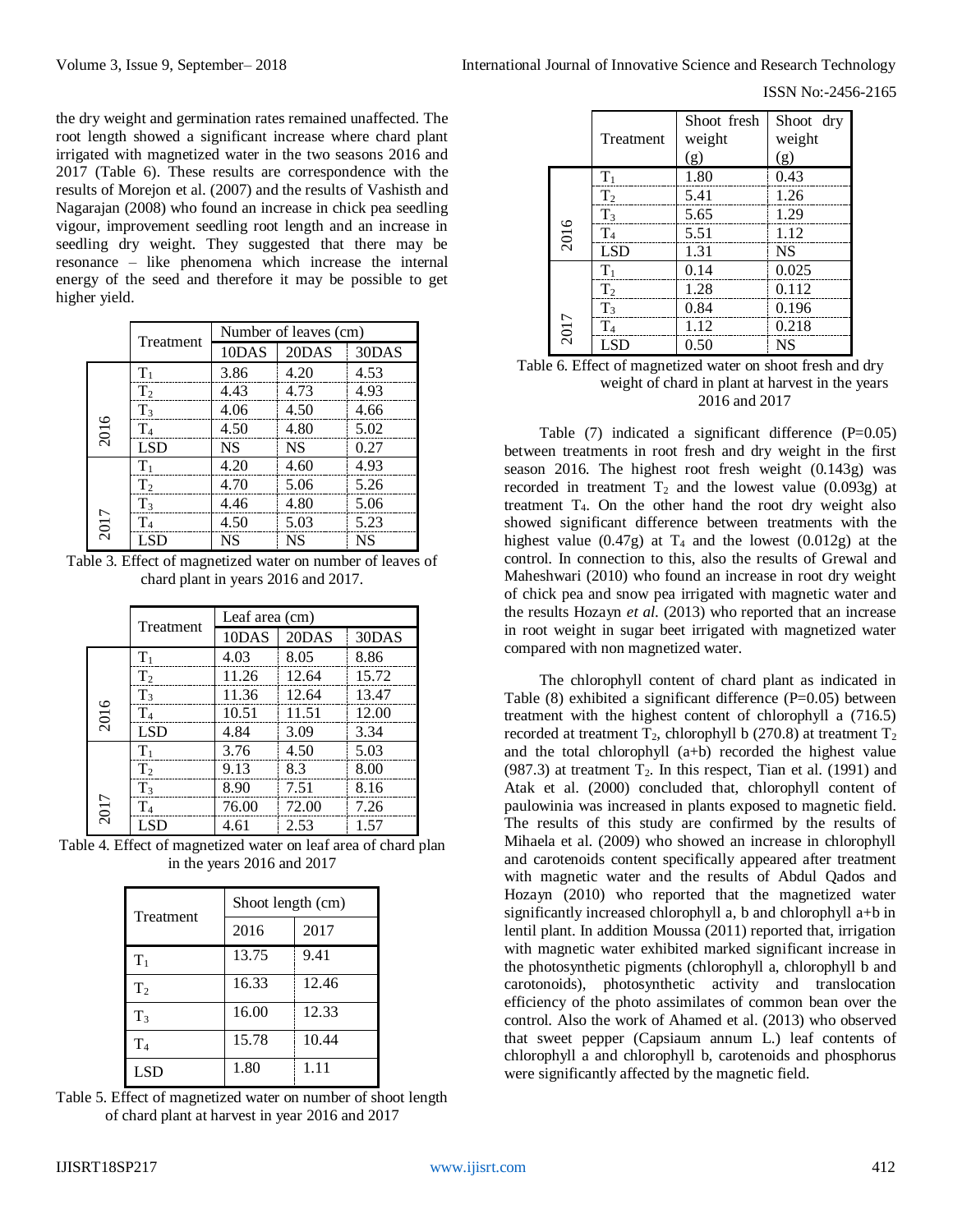the dry weight and germination rates remained unaffected. The root length showed a significant increase where chard plant irrigated with magnetized water in the two seasons 2016 and 2017 (Table 6). These results are correspondence with the results of Morejon et al. (2007) and the results of Vashisth and Nagarajan (2008) who found an increase in chick pea seedling vigour, improvement seedling root length and an increase in seedling dry weight. They suggested that there may be resonance – like phenomena which increase the internal energy of the seed and therefore it may be possible to get higher yield.

| | Treatment | Number of leaves (cm) | | |
|---|---|---|---|---|
| | | 10DAS | 20DAS | 30DAS |
| 2016 | $T_1$ | 3.86 | 4.20 | 4.53 |
| | $T_2$ | 4.43 | 4.73 | 4.93 |
| | $T_3$ | 4.06 | 4.50 | 4.66 |
| | $T_4$ | 4.50 | 4.80 | 5.02 |
| | LSD | NS | NS | 0.27 |
| 2017 | $T_1$ | 4.20 | 4.60 | 4.93 |
| | $T_2$ | 4.70 | 5.06 | 5.26 |
| | $T_3$ | 4.46 | 4.80 | 5.06 |
| | $T_4$ | 4.50 | 5.03 | 5.23 |
| | LSD | NS | NS | NS |

Table 3. Effect of magnetized water on number of leaves of chard plant in years 2016 and 2017.

| | Treatment | Leaf area (cm) | | |
|---|---|---|---|---|
| | | 10DAS | 20DAS | 30DAS |
| 2016 | $T_1$ | 4.03 | 8.05 | 8.86 |
| | $T_2$ | 11.26 | 12.64 | 15.72 |
| | $T_3$ | 11.36 | 12.64 | 13.47 |
| | $T_4$ | 10.51 | 11.51 | 12.00 |
| | LSD | 4.84 | 3.09 | 3.34 |
| 2017 | $T_1$ | 3.76 | 4.50 | 5.03 |
| | $T_2$ | 9.13 | 8.3 | 8.00 |
| | $T_3$ | 8.90 | 7.51 | 8.16 |
| | $T_4$ | 76.00 | 72.00 | 7.26 |
| | LSD | 4.61 | 2.53 | 1.57 |

Table 4. Effect of magnetized water on leaf area of chard plan in the years 2016 and 2017

| Treatment | Shoot length (cm) | |
|---|---|---|
| | 2016 | 2017 |
| $T_1$ | 13.75 | 9.41 |
| $T_2$ | 16.33 | 12.46 |
| $T_3$ | 16.00 | 12.33 |
| $T_4$ | 15.78 | 10.44 |
| LSD | 1.80 | 1.11 |

Table 5. Effect of magnetized water on number of shoot length of chard plant at harvest in year 2016 and 2017

| | Treatment | Shoot fresh weight (g) | Shoot dry weight (g) |
|---|---|---|---|
| 2016 | $T_1$ | 1.80 | 0.43 |
| | $T_2$ | 5.41 | 1.26 |
| | $T_3$ | 5.65 | 1.29 |
| | $T_4$ | 5.51 | 1.12 |
| | LSD | 1.31 | NS |
| 2017 | $T_1$ | 0.14 | 0.025 |
| | $T_2$ | 1.28 | 0.112 |
| | $T_3$ | 0.84 | 0.196 |
| | $T_4$ | 1.12 | 0.218 |
| | LSD | 0.50 | NS |

Table 6. Effect of magnetized water on shoot fresh and dry weight of chard in plant at harvest in the years 2016 and 2017

Table (7) indicated a significant difference (P=0.05) between treatments in root fresh and dry weight in the first season 2016. The highest root fresh weight (0.143g) was recorded in treatment $T_2$ and the lowest value (0.093g) at treatment $T_4$. On the other hand the root dry weight also showed significant difference between treatments with the highest value (0.47g) at $T_4$ and the lowest (0.012g) at the control. In connection to this, also the results of Grewal and Maheshwari (2010) who found an increase in root dry weight of chick pea and snow pea irrigated with magnetic water and the results Hozayn *et al.* (2013) who reported that an increase in root weight in sugar beet irrigated with magnetized water compared with non magnetized water.

The chlorophyll content of chard plant as indicated in Table (8) exhibited a significant difference (P=0.05) between treatment with the highest content of chlorophyll a (716.5) recorded at treatment $T_2$, chlorophyll b (270.8) at treatment $T_2$ and the total chlorophyll (a+b) recorded the highest value (987.3) at treatment $T_2$. In this respect, Tian et al. (1991) and Atak et al. (2000) concluded that, chlorophyll content of paulowinia was increased in plants exposed to magnetic field. The results of this study are confirmed by the results of Mihaela et al. (2009) who showed an increase in chlorophyll and carotenoids content specifically appeared after treatment with magnetic water and the results of Abdul Qados and Hozayn (2010) who reported that the magnetized water significantly increased chlorophyll a, b and chlorophyll a+b in lentil plant. In addition Moussa (2011) reported that, irrigation with magnetic water exhibited marked significant increase in the photosynthetic pigments (chlorophyll a, chlorophyll b and carotonoids), photosynthetic activity and translocation efficiency of the photo assimilates of common bean over the control. Also the work of Ahamed et al. (2013) who observed that sweet pepper (Capsiaum annum L.) leaf contents of chlorophyll a and chlorophyll b, carotenoids and phosphorus were significantly affected by the magnetic field.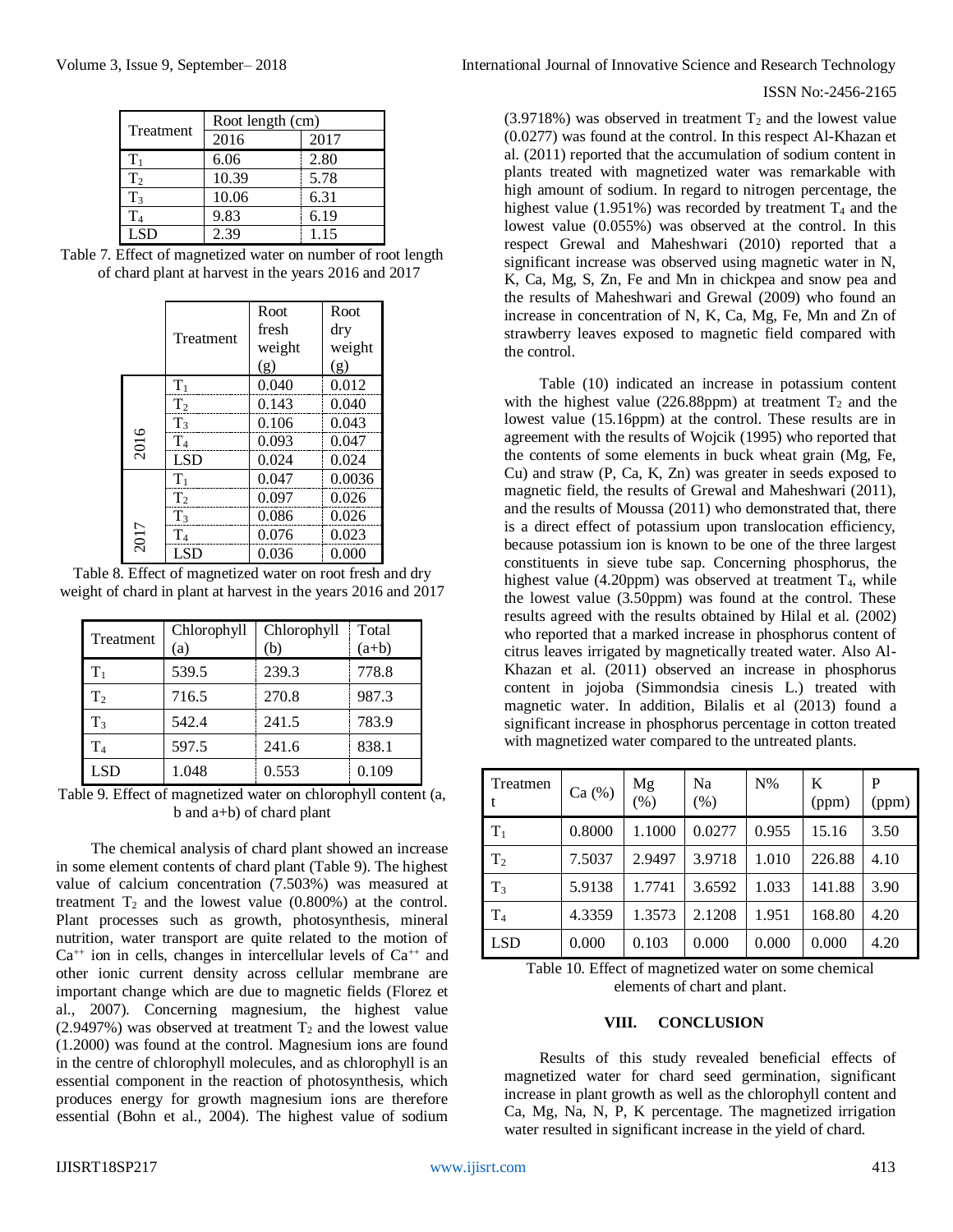| Treatment | Root length (cm) | |
|---|---|---|
| | 2016 | 2017 |
| $T_1$ | 6.06 | 2.80 |
| $T_2$ | 10.39 | 5.78 |
| $T_3$ | 10.06 | 6.31 |
| $T_4$ | 9.83 | 6.19 |
| LSD | 2.39 | 1.15 |

Table 7. Effect of magnetized water on number of root length of chard plant at harvest in the years 2016 and 2017

| | Treatment | Root fresh weight (g) | Root dry weight (g) |
|---|---|---|---|
| 2016 | $T_1$ | 0.040 | 0.012 |
| | $T_2$ | 0.143 | 0.040 |
| | $T_3$ | 0.106 | 0.043 |
| | $T_4$ | 0.093 | 0.047 |
| | LSD | 0.024 | 0.024 |
| 2017 | $T_1$ | 0.047 | 0.0036 |
| | $T_2$ | 0.097 | 0.026 |
| | $T_3$ | 0.086 | 0.026 |
| | $T_4$ | 0.076 | 0.023 |
| | LSD | 0.036 | 0.000 |

Table 8. Effect of magnetized water on root fresh and dry weight of chard in plant at harvest in the years 2016 and 2017

| Treatment | Chlorophyll (a) | Chlorophyll (b) | Total (a+b) |
|---|---|---|---|
| $T_1$ | 539.5 | 239.3 | 778.8 |
| $T_2$ | 716.5 | 270.8 | 987.3 |
| $T_3$ | 542.4 | 241.5 | 783.9 |
| $T_4$ | 597.5 | 241.6 | 838.1 |
| LSD | 1.048 | 0.553 | 0.109 |

Table 9. Effect of magnetized water on chlorophyll content (a, b and a+b) of chard plant

The chemical analysis of chard plant showed an increase in some element contents of chard plant (Table 9). The highest value of calcium concentration (7.503%) was measured at treatment $T_2$ and the lowest value (0.800%) at the control. Plant processes such as growth, photosynthesis, mineral nutrition, water transport are quite related to the motion of $Ca^{++}$ ion in cells, changes in intercellular levels of $Ca^{++}$ and other ionic current density across cellular membrane are important change which are due to magnetic fields (Florez et al., 2007). Concerning magnesium, the highest value (2.9497%) was observed at treatment $T_2$ and the lowest value (1.2000) was found at the control. Magnesium ions are found in the centre of chlorophyll molecules, and as chlorophyll is an essential component in the reaction of photosynthesis, which produces energy for growth magnesium ions are therefore essential (Bohn et al., 2004). The highest value of sodium (3.9718%) was observed in treatment $T_2$ and the lowest value (0.0277) was found at the control. In this respect Al-Khazan et al. (2011) reported that the accumulation of sodium content in plants treated with magnetized water was remarkable with high amount of sodium. In regard to nitrogen percentage, the highest value (1.951%) was recorded by treatment $T_4$ and the lowest value (0.055%) was observed at the control. In this respect Grewal and Maheshwari (2010) reported that a significant increase was observed using magnetic water in N, K, Ca, Mg, S, Zn, Fe and Mn in chickpea and snow pea and the results of Maheshwari and Grewal (2009) who found an increase in concentration of N, K, Ca, Mg, Fe, Mn and Zn of strawberry leaves exposed to magnetic field compared with the control.

Table (10) indicated an increase in potassium content with the highest value (226.88ppm) at treatment $T_2$ and the lowest value (15.16ppm) at the control. These results are in agreement with the results of Wojcik (1995) who reported that the contents of some elements in buck wheat grain (Mg, Fe, Cu) and straw (P, Ca, K, Zn) was greater in seeds exposed to magnetic field, the results of Grewal and Maheshwari (2011), and the results of Moussa (2011) who demonstrated that, there is a direct effect of potassium upon translocation efficiency, because potassium ion is known to be one of the three largest constituents in sieve tube sap. Concerning phosphorus, the highest value (4.20ppm) was observed at treatment $T_4$, while the lowest value (3.50ppm) was found at the control. These results agreed with the results obtained by Hilal et al. (2002) who reported that a marked increase in phosphorus content of citrus leaves irrigated by magnetically treated water. Also Al-Khazan et al. (2011) observed an increase in phosphorus content in jojoba (Simmondsia cinesis L.) treated with magnetic water. In addition, Bilalis et al (2013) found a significant increase in phosphorus percentage in cotton treated with magnetized water compared to the untreated plants.

| Treatment | Ca (%) | Mg (%) | Na (%) | N% | K (ppm) | P (ppm) |
|---|---|---|---|---|---|---|
| $T_1$ | 0.8000 | 1.1000 | 0.0277 | 0.955 | 15.16 | 3.50 |
| $T_2$ | 7.5037 | 2.9497 | 3.9718 | 1.010 | 226.88 | 4.10 |
| $T_3$ | 5.9138 | 1.7741 | 3.6592 | 1.033 | 141.88 | 3.90 |
| $T_4$ | 4.3359 | 1.3573 | 2.1208 | 1.951 | 168.80 | 4.20 |
| LSD | 0.000 | 0.103 | 0.000 | 0.000 | 0.000 | 4.20 |

Table 10. Effect of magnetized water on some chemical elements of chart and plant.

## VIII. CONCLUSION

Results of this study revealed beneficial effects of magnetized water for chard seed germination, significant increase in plant growth as well as the chlorophyll content and Ca, Mg, Na, N, P, K percentage. The magnetized irrigation water resulted in significant increase in the yield of chard.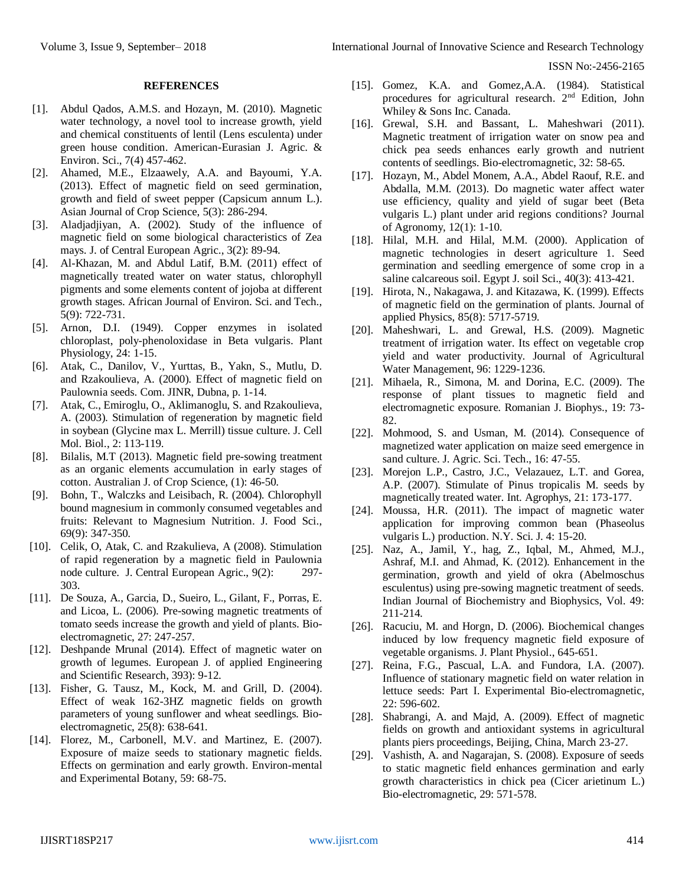## REFERENCES

[1]. Abdul Qados, A.M.S. and Hozayn, M. (2010). Magnetic water technology, a novel tool to increase growth, yield and chemical constituents of lentil (Lens esculenta) under green house condition. American-Eurasian J. Agric. & Environ. Sci., 7(4) 457-462.

[2]. Ahamed, M.E., Elzaawely, A.A. and Bayoumi, Y.A. (2013). Effect of magnetic field on seed germination, growth and field of sweet pepper (Capsicum annum L.). Asian Journal of Crop Science, 5(3): 286-294.

[3]. Aladjadjiyan, A. (2002). Study of the influence of magnetic field on some biological characteristics of Zea mays. J. of Central European Agric., 3(2): 89-94.

[4]. Al-Khazan, M. and Abdul Latif, B.M. (2011) effect of magnetically treated water on water status, chlorophyll pigments and some elements content of jojoba at different growth stages. African Journal of Environ. Sci. and Tech., 5(9): 722-731.

[5]. Arnon, D.I. (1949). Copper enzymes in isolated chloroplast, poly-phenoloxidase in Beta vulgaris. Plant Physiology, 24: 1-15.

[6]. Atak, C., Danilov, V., Yurttas, B., Yakn, S., Mutlu, D. and Rzakoulieva, A. (2000). Effect of magnetic field on Paulownia seeds. Com. JINR, Dubna, p. 1-14.

[7]. Atak, C., Emiroglu, O., Aklimanoglu, S. and Rzakoulieva, A. (2003). Stimulation of regeneration by magnetic field in soybean (Glycine max L. Merrill) tissue culture. J. Cell Mol. Biol., 2: 113-119.

[8]. Bilalis, M.T (2013). Magnetic field pre-sowing treatment as an organic elements accumulation in early stages of cotton. Australian J. of Crop Science, (1): 46-50.

[9]. Bohn, T., Walczks and Leisibach, R. (2004). Chlorophyll bound magnesium in commonly consumed vegetables and fruits: Relevant to Magnesium Nutrition. J. Food Sci., 69(9): 347-350.

[10]. Celik, O, Atak, C. and Rzakulieva, A (2008). Stimulation of rapid regeneration by a magnetic field in Paulownia node culture. J. Central European Agric., 9(2): 297-303.

[11]. De Souza, A., Garcia, D., Sueiro, L., Gilant, F., Porras, E. and Licoa, L. (2006). Pre-sowing magnetic treatments of tomato seeds increase the growth and yield of plants. Bio-electromagnetic, 27: 247-257.

[12]. Deshpande Mrunal (2014). Effect of magnetic water on growth of legumes. European J. of applied Engineering and Scientific Research, 393): 9-12.

[13]. Fisher, G. Tausz, M., Kock, M. and Grill, D. (2004). Effect of weak 162-3HZ magnetic fields on growth parameters of young sunflower and wheat seedlings. Bio-electromagnetic, 25(8): 638-641.

[14]. Florez, M., Carbonell, M.V. and Martinez, E. (2007). Exposure of maize seeds to stationary magnetic fields. Effects on germination and early growth. Environ-mental and Experimental Botany, 59: 68-75.

[15]. Gomez, K.A. and Gomez,A.A. (1984). Statistical procedures for agricultural research. 2nd Edition, John Whiley & Sons Inc. Canada.

[16]. Grewal, S.H. and Bassant, L. Maheshwari (2011). Magnetic treatment of irrigation water on snow pea and chick pea seeds enhances early growth and nutrient contents of seedlings. Bio-electromagnetic, 32: 58-65.

[17]. Hozayn, M., Abdel Monem, A.A., Abdel Raouf, R.E. and Abdalla, M.M. (2013). Do magnetic water affect water use efficiency, quality and yield of sugar beet (Beta vulgaris L.) plant under arid regions conditions? Journal of Agronomy, 12(1): 1-10.

[18]. Hilal, M.H. and Hilal, M.M. (2000). Application of magnetic technologies in desert agriculture 1. Seed germination and seedling emergence of some crop in a saline calcareous soil. Egypt J. soil Sci., 40(3): 413-421.

[19]. Hirota, N., Nakagawa, J. and Kitazawa, K. (1999). Effects of magnetic field on the germination of plants. Journal of applied Physics, 85(8): 5717-5719.

[20]. Maheshwari, L. and Grewal, H.S. (2009). Magnetic treatment of irrigation water. Its effect on vegetable crop yield and water productivity. Journal of Agricultural Water Management, 96: 1229-1236.

[21]. Mihaela, R., Simona, M. and Dorina, E.C. (2009). The response of plant tissues to magnetic field and electromagnetic exposure. Romanian J. Biophys., 19: 73-82.

[22]. Mohmood, S. and Usman, M. (2014). Consequence of magnetized water application on maize seed emergence in sand culture. J. Agric. Sci. Tech., 16: 47-55.

[23]. Morejon L.P., Castro, J.C., Velazauez, L.T. and Gorea, A.P. (2007). Stimulate of Pinus tropicalis M. seeds by magnetically treated water. Int. Agrophys, 21: 173-177.

[24]. Moussa, H.R. (2011). The impact of magnetic water application for improving common bean (Phaseolus vulgaris L.) production. N.Y. Sci. J. 4: 15-20.

[25]. Naz, A., Jamil, Y., hag, Z., Iqbal, M., Ahmed, M.J., Ashraf, M.I. and Ahmad, K. (2012). Enhancement in the germination, growth and yield of okra (Abelmoschus esculentus) using pre-sowing magnetic treatment of seeds. Indian Journal of Biochemistry and Biophysics, Vol. 49: 211-214.

[26]. Racuciu, M. and Horgn, D. (2006). Biochemical changes induced by low frequency magnetic field exposure of vegetable organisms. J. Plant Physiol., 645-651.

[27]. Reina, F.G., Pascual, L.A. and Fundora, I.A. (2007). Influence of stationary magnetic field on water relation in lettuce seeds: Part I. Experimental Bio-electromagnetic, 22: 596-602.

[28]. Shabrangi, A. and Majd, A. (2009). Effect of magnetic fields on growth and antioxidant systems in agricultural plants piers proceedings, Beijing, China, March 23-27.

[29]. Vashisth, A. and Nagarajan, S. (2008). Exposure of seeds to static magnetic field enhances germination and early growth characteristics in chick pea (Cicer arietinum L.) Bio-electromagnetic, 29: 571-578.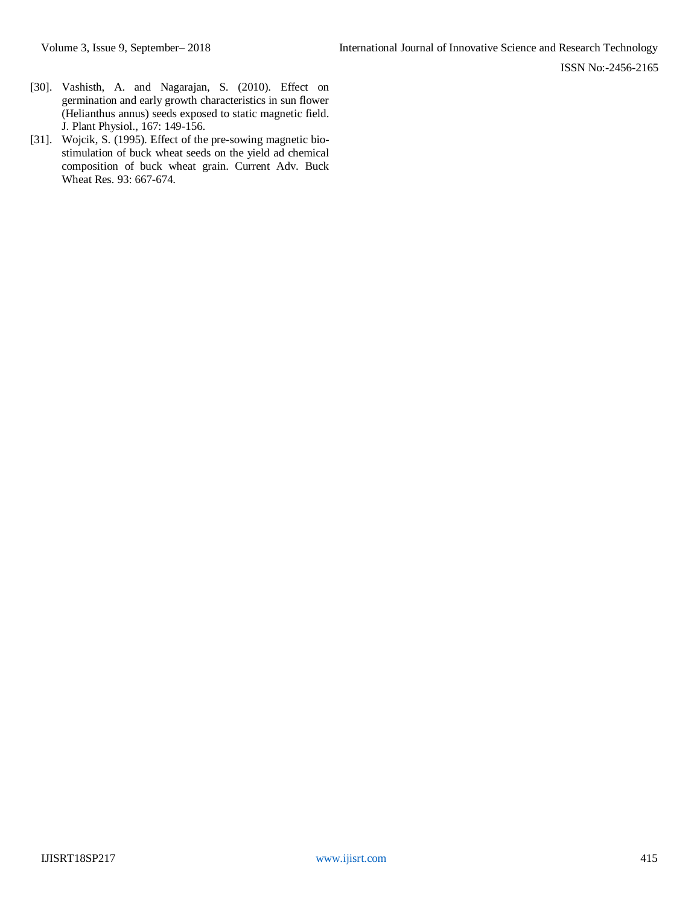[30]. Vashisth, A. and Nagarajan, S. (2010). Effect on germination and early growth characteristics in sun flower (Helianthus annus) seeds exposed to static magnetic field. J. Plant Physiol., 167: 149-156.

[31]. Wojcik, S. (1995). Effect of the pre-sowing magnetic bio-stimulation of buck wheat seeds on the yield ad chemical composition of buck wheat grain. Current Adv. Buck Wheat Res. 93: 667-674.